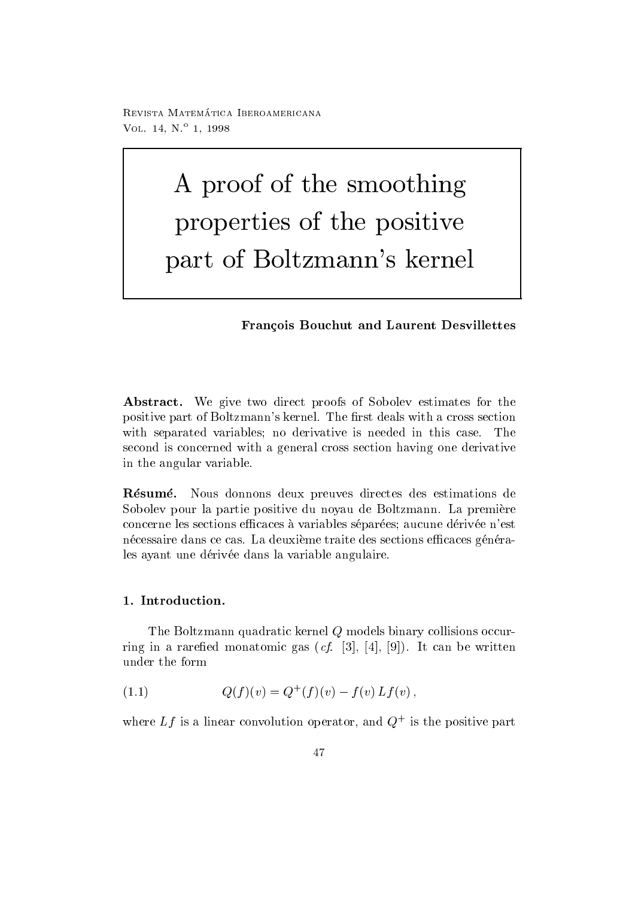# A proof of the smoothing properties of the positive part of Boltzmann's kernel

**François Bouchut and Laurent Desvillettes**

**Abstract.** We give two direct proofs of Sobolev estimates for the positive part of Boltzmann's kernel. The first deals with a cross section with separated variables; no derivative is needed in this case. The second is concerned with a general cross section having one derivative in the angular variable.

**Résumé.** Nous donnons deux preuves directes des estimations de Sobolev pour la partie positive du noyau de Boltzmann. La première concerne les sections efficaces à variables séparées; aucune dérivée n'est nécessaire dans ce cas. La deuxième traite des sections efficaces générales ayant une dérivée dans la variable angulaire.

## 1. Introduction.

The Boltzmann quadratic kernel $Q$ models binary collisions occurring in a rarefied monatomic gas (*cf.* [3], [4], [9]). It can be written under the form

$$Q(f)(v) = Q^+(f)(v) - f(v)\, Lf(v)\,, \tag{1.1}$$

where $Lf$ is a linear convolution operator, and $Q^+$ is the positive part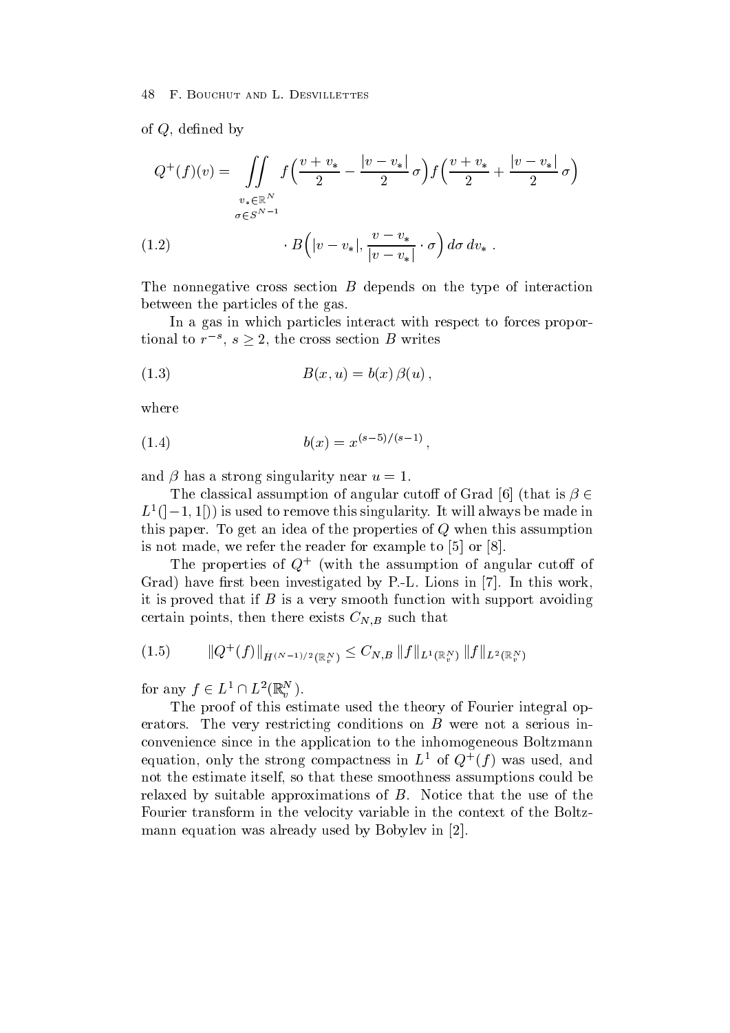of $Q$, defined by

$$
Q^+(f)(v) = \iint_{\substack{v_* \in \mathbb{R}^N \\ \sigma \in S^{N-1}}} f\Big(\frac{v+v_*}{2} - \frac{|v-v_*|}{2}\,\sigma\Big) f\Big(\frac{v+v_*}{2} + \frac{|v-v_*|}{2}\,\sigma\Big) \cdot B\Big(|v-v_*|, \frac{v-v_*}{|v-v_*|}\cdot\sigma\Big)\, d\sigma\, dv_* \; . \tag{1.2}
$$

The nonnegative cross section $B$ depends on the type of interaction between the particles of the gas.

In a gas in which particles interact with respect to forces proportional to $r^{-s}$, $s \geq 2$, the cross section $B$ writes

$$
B(x,u) = b(x)\,\beta(u)\,, \tag{1.3}
$$

where

$$
b(x) = x^{(s-5)/(s-1)}\,, \tag{1.4}
$$

and $\beta$ has a strong singularity near $u = 1$.

The classical assumption of angular cutoff of Grad [6] (that is $\beta \in L^1(]-1,1[)$) is used to remove this singularity. It will always be made in this paper. To get an idea of the properties of $Q$ when this assumption is not made, we refer the reader for example to [5] or [8].

The properties of $Q^+$ (with the assumption of angular cutoff of Grad) have first been investigated by P.-L. Lions in [7]. In this work, it is proved that if $B$ is a very smooth function with support avoiding certain points, then there exists $C_{N,B}$ such that

$$
\|Q^+(f)\|_{\dot H^{(N-1)/2}(\mathbb{R}^N_v)} \leq C_{N,B}\, \|f\|_{L^1(\mathbb{R}^N_v)}\, \|f\|_{L^2(\mathbb{R}^N_v)} \tag{1.5}
$$

for any $f \in L^1 \cap L^2(\mathbb{R}^N_v)$.

The proof of this estimate used the theory of Fourier integral operators. The very restricting conditions on $B$ were not a serious inconvenience since in the application to the inhomogeneous Boltzmann equation, only the strong compactness in $L^1$ of $Q^+(f)$ was used, and not the estimate itself, so that these smoothness assumptions could be relaxed by suitable approximations of $B$. Notice that the use of the Fourier transform in the velocity variable in the context of the Boltzmann equation was already used by Bobylev in [2].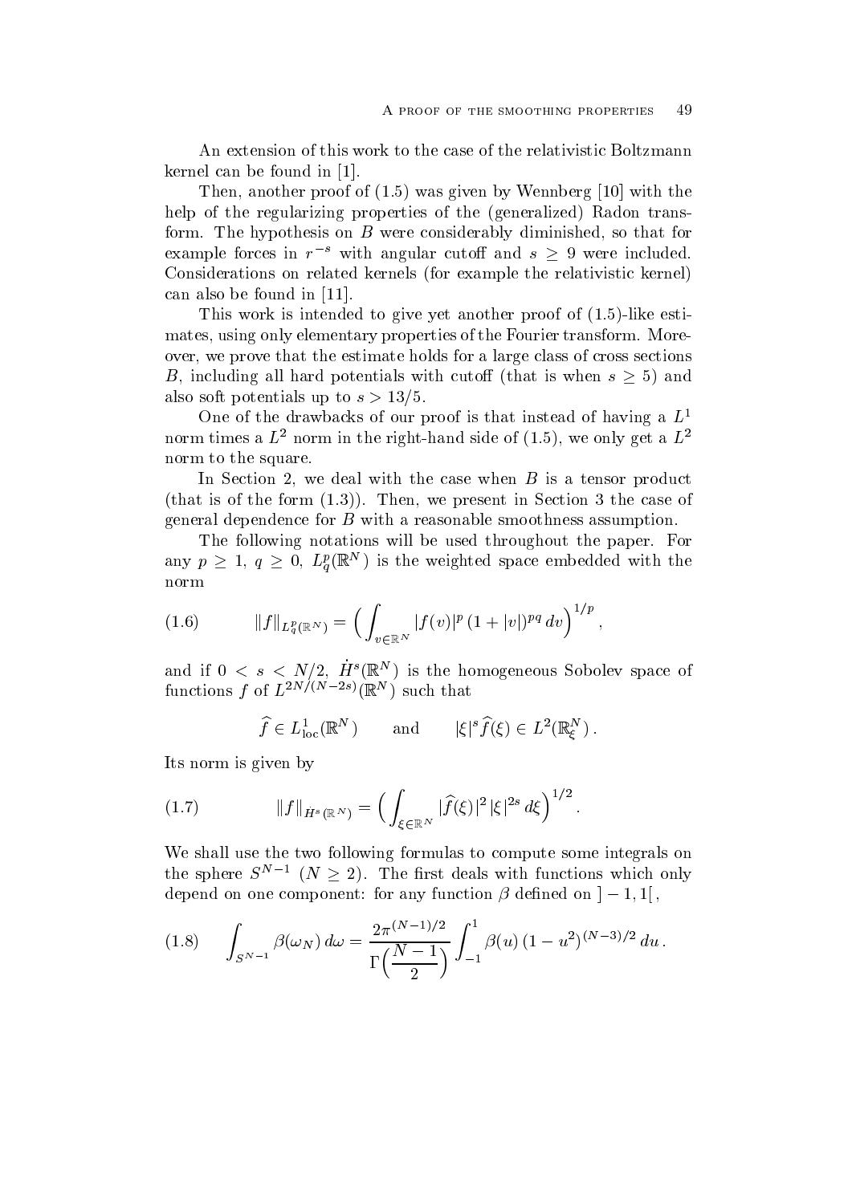An extension of this work to the case of the relativistic Boltzmann kernel can be found in [1].

Then, another proof of (1.5) was given by Wennberg [10] with the help of the regularizing properties of the (generalized) Radon transform. The hypothesis on $B$ were considerably diminished, so that for example forces in $r^{-s}$ with angular cutoff and $s \geq 9$ were included. Considerations on related kernels (for example the relativistic kernel) can also be found in [11].

This work is intended to give yet another proof of (1.5)-like estimates, using only elementary properties of the Fourier transform. Moreover, we prove that the estimate holds for a large class of cross sections $B$, including all hard potentials with cutoff (that is when $s \geq 5$) and also soft potentials up to $s > 13/5$.

One of the drawbacks of our proof is that instead of having a $L^1$ norm times a $L^2$ norm in the right-hand side of (1.5), we only get a $L^2$ norm to the square.

In Section 2, we deal with the case when $B$ is a tensor product (that is of the form (1.3)). Then, we present in Section 3 the case of general dependence for $B$ with a reasonable smoothness assumption.

The following notations will be used throughout the paper. For any $p \geq 1$, $q \geq 0$, $L^p_q(\mathbb{R}^N)$ is the weighted space embedded with the norm

$$\|f\|_{L^p_q(\mathbb{R}^N)} = \Big( \int_{v \in \mathbb{R}^N} |f(v)|^p \, (1 + |v|)^{pq} \, dv \Big)^{1/p}, \tag{1.6}$$

and if $0 < s < N/2$, $\dot{H}^s(\mathbb{R}^N)$ is the homogeneous Sobolev space of functions $f$ of $L^{2N/(N-2s)}(\mathbb{R}^N)$ such that

$$\widehat{f} \in L^1_{\mathrm{loc}}(\mathbb{R}^N) \qquad \text{and} \qquad |\xi|^s \widehat{f}(\xi) \in L^2(\mathbb{R}^N_\xi)\,.$$

Its norm is given by

$$\|f\|_{\dot{H}^s(\mathbb{R}^N)} = \Big( \int_{\xi \in \mathbb{R}^N} |\widehat{f}(\xi)|^2 \, |\xi|^{2s} \, d\xi \Big)^{1/2}. \tag{1.7}$$

We shall use the two following formulas to compute some integrals on the sphere $S^{N-1}$ $(N \geq 2)$. The first deals with functions which only depend on one component: for any function $\beta$ defined on $]-1, 1[$,

$$\int_{S^{N-1}} \beta(\omega_N) \, d\omega = \frac{2\pi^{(N-1)/2}}{\Gamma\Big(\dfrac{N-1}{2}\Big)} \int_{-1}^{1} \beta(u) \, (1 - u^2)^{(N-3)/2} \, du\,. \tag{1.8}$$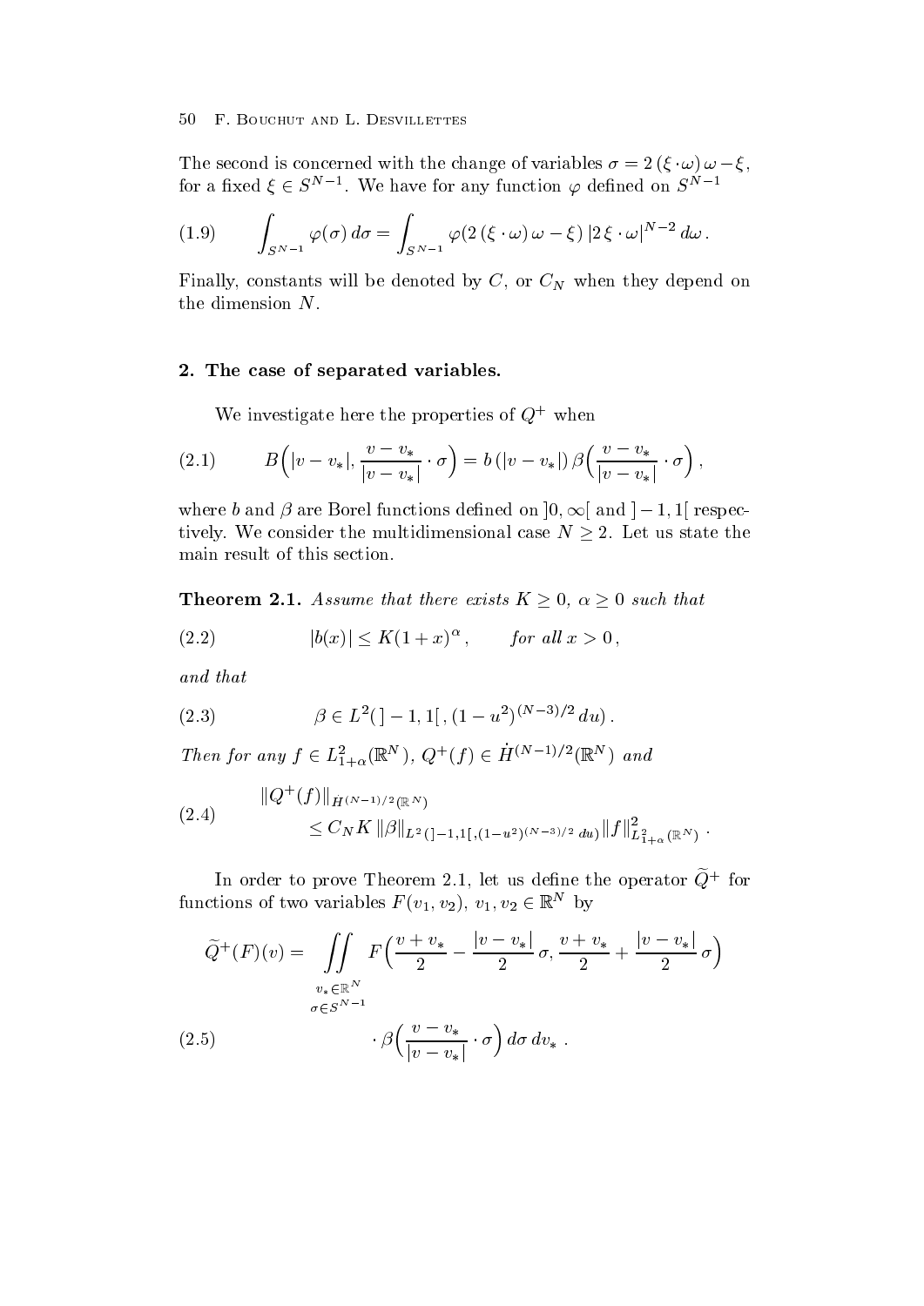The second is concerned with the change of variables $\sigma = 2\,(\xi\cdot\omega)\,\omega - \xi$, for a fixed $\xi \in S^{N-1}$. We have for any function $\varphi$ defined on $S^{N-1}$

$$\int_{S^{N-1}} \varphi(\sigma)\,d\sigma = \int_{S^{N-1}} \varphi(2\,(\xi\cdot\omega)\,\omega - \xi)\,|2\,\xi\cdot\omega|^{N-2}\,d\omega\,. \tag{1.9}$$

Finally, constants will be denoted by $C$, or $C_N$ when they depend on the dimension $N$.

## 2. The case of separated variables.

We investigate here the properties of $Q^+$ when

$$B\Big(|v-v_*|, \frac{v-v_*}{|v-v_*|}\cdot\sigma\Big) = b\,(|v-v_*|)\,\beta\Big(\frac{v-v_*}{|v-v_*|}\cdot\sigma\Big)\,, \tag{2.1}$$

where $b$ and $\beta$ are Borel functions defined on $]0,\infty[$ and $]-1,1[$ respectively. We consider the multidimensional case $N \geq 2$. Let us state the main result of this section.

**Theorem 2.1.** *Assume that there exists $K \geq 0$, $\alpha \geq 0$ such that*

$$|b(x)| \leq K(1+x)^\alpha\,, \qquad \textit{for all } x > 0\,, \tag{2.2}$$

*and that*

$$\beta \in L^2(\,]-1,1[\,, (1-u^2)^{(N-3)/2}\,du)\,. \tag{2.3}$$

*Then for any $f \in L^2_{1+\alpha}(\mathbb{R}^N)$, $Q^+(f) \in \dot H^{(N-1)/2}(\mathbb{R}^N)$ and*

$$\begin{aligned}\|Q^+(f)\|_{\dot H^{(N-1)/2}(\mathbb{R}^N)} \\ \leq C_N K\,\|\beta\|_{L^2(]-1,1[,(1-u^2)^{(N-3)/2}\,du)}\|f\|^2_{L^2_{1+\alpha}(\mathbb{R}^N)}\,.\end{aligned} \tag{2.4}$$

In order to prove Theorem 2.1, let us define the operator $\widetilde{Q}^+$ for functions of two variables $F(v_1,v_2)$, $v_1, v_2 \in \mathbb{R}^N$ by

$$\begin{aligned}\widetilde{Q}^+(F)(v) = \iint_{\substack{v_*\in\mathbb{R}^N\\ \sigma\in S^{N-1}}} F\Big(\frac{v+v_*}{2} - \frac{|v-v_*|}{2}\,\sigma, \frac{v+v_*}{2} + \frac{|v-v_*|}{2}\,\sigma\Big) \\ \cdot\,\beta\Big(\frac{v-v_*}{|v-v_*|}\cdot\sigma\Big)\,d\sigma\,dv_*\,.\end{aligned} \tag{2.5}$$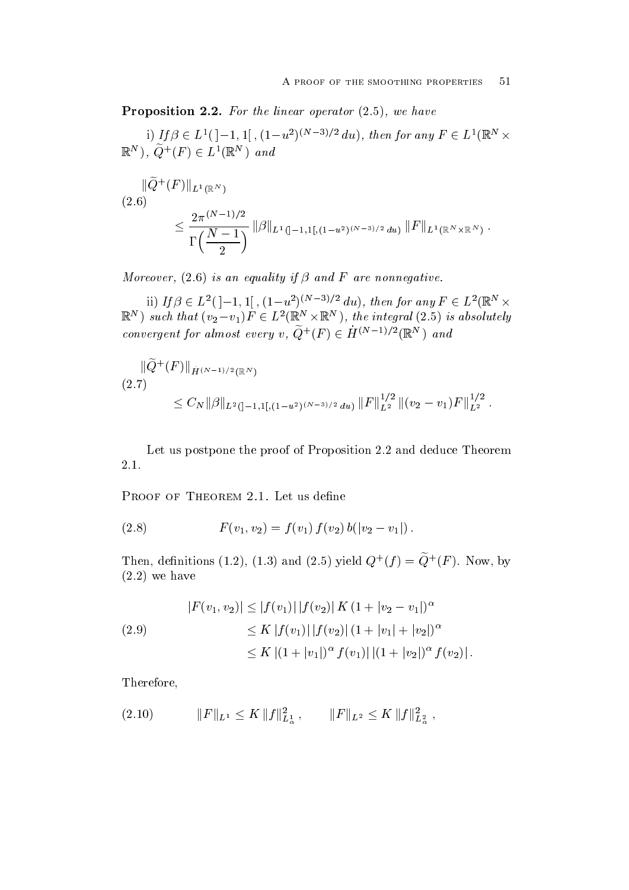**Proposition 2.2.** *For the linear operator (2.5), we have*

i) *If* $\beta \in L^1(\,]-1,1[\,, (1-u^2)^{(N-3)/2}\,du)$, *then for any* $F \in L^1(\mathbb{R}^N \times \mathbb{R}^N)$, $\widetilde{Q}^+(F) \in L^1(\mathbb{R}^N)$ *and*

$$
\|\widetilde{Q}^+(F)\|_{L^1(\mathbb{R}^N)} \leq \frac{2\pi^{(N-1)/2}}{\Gamma\Big(\dfrac{N-1}{2}\Big)} \|\beta\|_{L^1(]-1,1[,(1-u^2)^{(N-3)/2}\,du)} \|F\|_{L^1(\mathbb{R}^N\times\mathbb{R}^N)}\,. \tag{2.6}
$$

*Moreover, (2.6) is an equality if* $\beta$ *and* $F$ *are nonnegative.*

ii) *If* $\beta \in L^2(\,]-1,1[\,, (1-u^2)^{(N-3)/2}\,du)$, *then for any* $F \in L^2(\mathbb{R}^N \times \mathbb{R}^N)$ *such that* $(v_2 - v_1)F \in L^2(\mathbb{R}^N \times \mathbb{R}^N)$, *the integral (2.5) is absolutely convergent for almost every* $v$, $\widetilde{Q}^+(F) \in \dot{H}^{(N-1)/2}(\mathbb{R}^N)$ *and*

$$
\|\widetilde{Q}^+(F)\|_{\dot{H}^{(N-1)/2}(\mathbb{R}^N)} \leq C_N \|\beta\|_{L^2(]-1,1[,(1-u^2)^{(N-3)/2}\,du)} \|F\|_{L^2}^{1/2} \|(v_2-v_1)F\|_{L^2}^{1/2}\,. \tag{2.7}
$$

Let us postpone the proof of Proposition 2.2 and deduce Theorem 2.1.

Proof of Theorem 2.1. Let us define

$$
F(v_1, v_2) = f(v_1)\, f(v_2)\, b(|v_2 - v_1|)\,. \tag{2.8}
$$

Then, definitions (1.2), (1.3) and (2.5) yield $Q^+(f) = \widetilde{Q}^+(F)$. Now, by (2.2) we have

$$
\begin{aligned}
|F(v_1, v_2)| &\leq |f(v_1)|\,|f(v_2)|\,K\,(1 + |v_2 - v_1|)^\alpha \\
&\leq K\,|f(v_1)|\,|f(v_2)|\,(1 + |v_1| + |v_2|)^\alpha \\
&\leq K\,|(1+|v_1|)^\alpha f(v_1)|\,|(1+|v_2|)^\alpha f(v_2)|\,.
\end{aligned} \tag{2.9}
$$

Therefore,

$$
\|F\|_{L^1} \leq K\,\|f\|_{L^1_\alpha}^2\,, \qquad \|F\|_{L^2} \leq K\,\|f\|_{L^2_\alpha}^2\,, \tag{2.10}
$$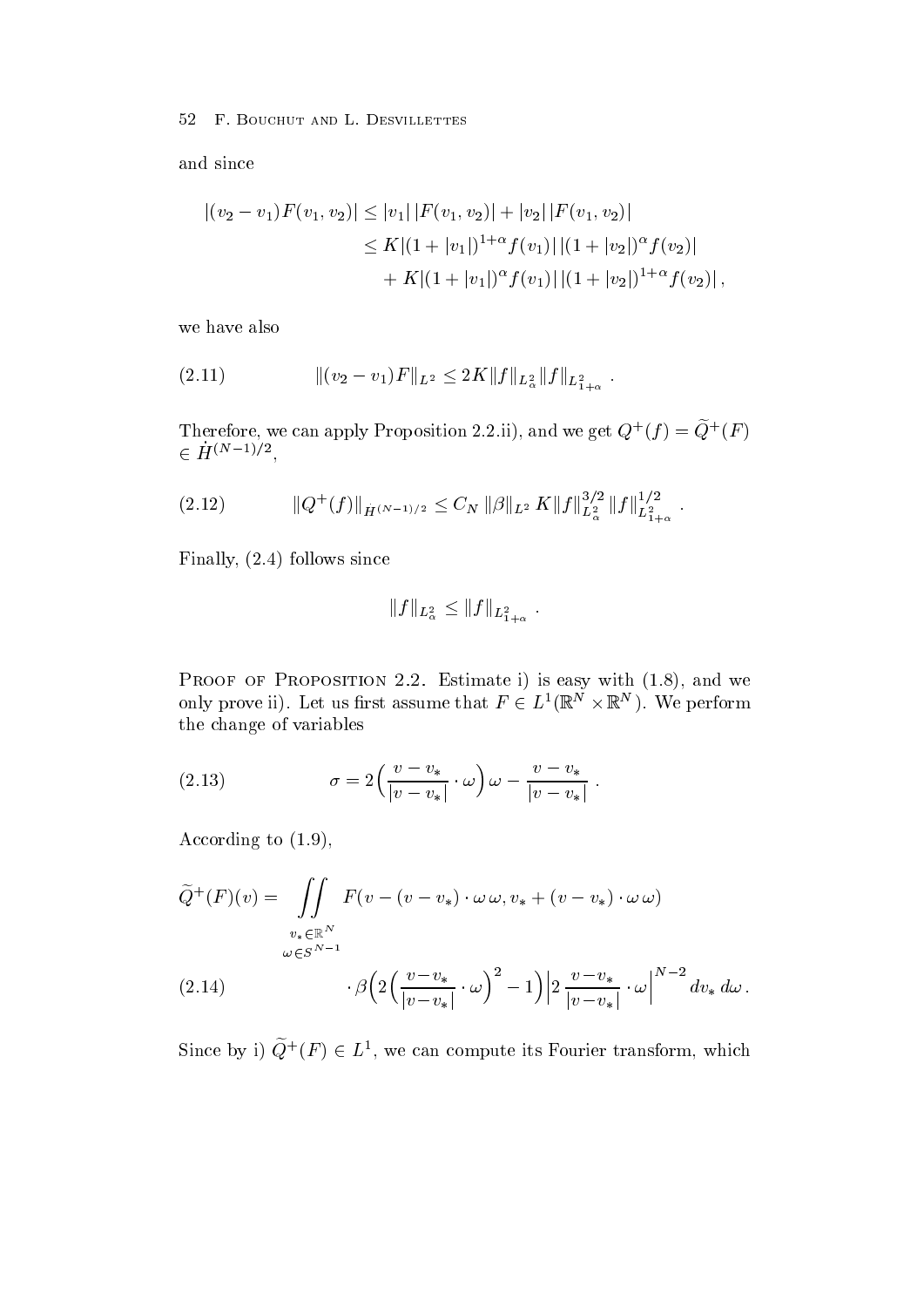and since

$$
\begin{aligned}
|(v_2 - v_1)F(v_1, v_2)| &\le |v_1|\,|F(v_1, v_2)| + |v_2|\,|F(v_1, v_2)| \\
&\le K|(1+|v_1|)^{1+\alpha} f(v_1)|\,|(1+|v_2|)^{\alpha} f(v_2)| \\
&\quad + K|(1+|v_1|)^{\alpha} f(v_1)|\,|(1+|v_2|)^{1+\alpha} f(v_2)|\,,
\end{aligned}
$$

we have also

$$
\|(v_2 - v_1)F\|_{L^2} \le 2K \|f\|_{L^2_\alpha} \|f\|_{L^2_{1+\alpha}}\ . \tag{2.11}
$$

Therefore, we can apply Proposition 2.2.ii), and we get $Q^+(f) = \widetilde{Q}^+(F) \in \dot{H}^{(N-1)/2}$,

$$
\|Q^+(f)\|_{\dot{H}^{(N-1)/2}} \le C_N\, \|\beta\|_{L^2}\, K \|f\|^{3/2}_{L^2_\alpha} \|f\|^{1/2}_{L^2_{1+\alpha}}\ . \tag{2.12}
$$

Finally, (2.4) follows since

$$
\|f\|_{L^2_\alpha} \le \|f\|_{L^2_{1+\alpha}}\ .
$$

Proof of Proposition 2.2. Estimate i) is easy with (1.8), and we only prove ii). Let us first assume that $F \in L^1(\mathbb{R}^N \times \mathbb{R}^N)$. We perform the change of variables

$$
\sigma = 2\Big(\frac{v - v_*}{|v - v_*|}\cdot\omega\Big)\,\omega - \frac{v - v_*}{|v - v_*|}\ . \tag{2.13}
$$

According to (1.9),

$$
\begin{aligned}
\widetilde{Q}^+(F)(v) = \iint\limits_{\substack{v_*\in\mathbb{R}^N\\ \omega\in S^{N-1}}} &F(v - (v - v_*)\cdot\omega\,\omega, v_* + (v - v_*)\cdot\omega\,\omega) \\
&\cdot \beta\Big(2\Big(\frac{v - v_*}{|v - v_*|}\cdot\omega\Big)^2 - 1\Big)\Big|2\,\frac{v - v_*}{|v - v_*|}\cdot\omega\Big|^{N-2}\, dv_*\, d\omega\,.
\end{aligned} \tag{2.14}
$$

Since by i) $\widetilde{Q}^+(F) \in L^1$, we can compute its Fourier transform, which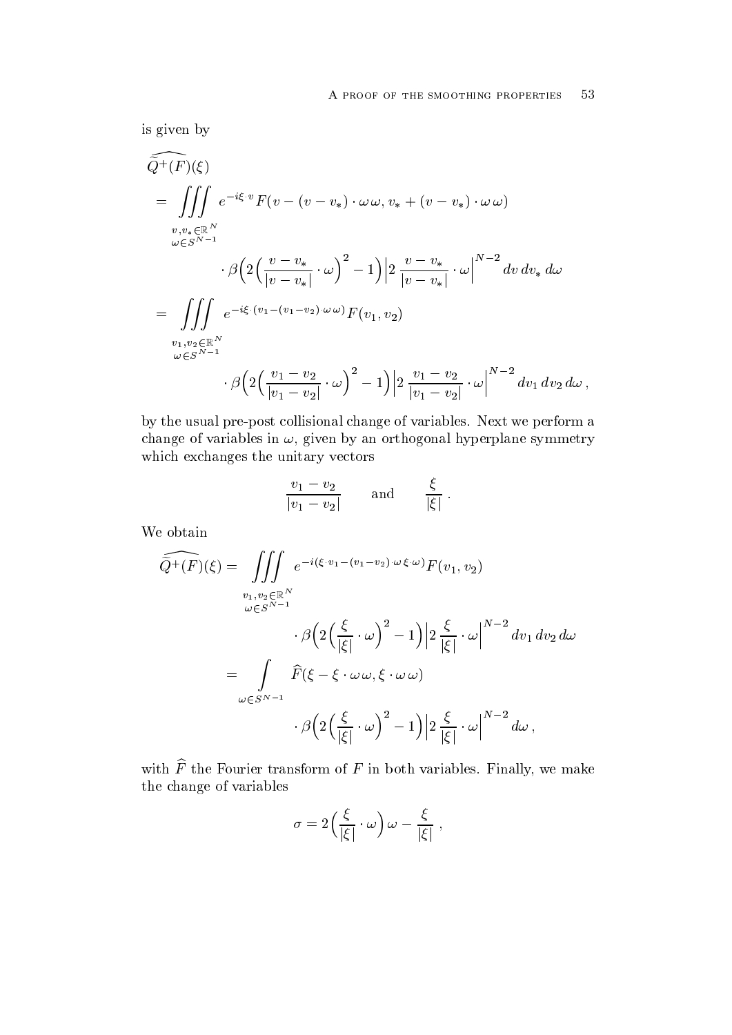is given by

$$
\begin{aligned}
\widehat{\widetilde{Q}^+(F)}(\xi)
&= \iiint\limits_{\substack{v, v_* \in \mathbb{R}^N \\ \omega \in S^{N-1}}} e^{-i\xi\cdot v} F(v - (v - v_*)\cdot\omega\,\omega,\, v_* + (v - v_*)\cdot\omega\,\omega) \\
&\qquad\qquad \cdot \beta\Big(2\Big(\frac{v - v_*}{|v - v_*|}\cdot\omega\Big)^2 - 1\Big)\Big|2\,\frac{v - v_*}{|v - v_*|}\cdot\omega\Big|^{N-2}\, dv\, dv_*\, d\omega \\
&= \iiint\limits_{\substack{v_1, v_2 \in \mathbb{R}^N \\ \omega \in S^{N-1}}} e^{-i\xi\cdot(v_1 - (v_1 - v_2)\cdot\omega\,\omega)} F(v_1, v_2) \\
&\qquad\qquad \cdot \beta\Big(2\Big(\frac{v_1 - v_2}{|v_1 - v_2|}\cdot\omega\Big)^2 - 1\Big)\Big|2\,\frac{v_1 - v_2}{|v_1 - v_2|}\cdot\omega\Big|^{N-2}\, dv_1\, dv_2\, d\omega\,,
\end{aligned}
$$

by the usual pre-post collisional change of variables. Next we perform a change of variables in $\omega$, given by an orthogonal hyperplane symmetry which exchanges the unitary vectors

$$
\frac{v_1 - v_2}{|v_1 - v_2|} \qquad \text{and} \qquad \frac{\xi}{|\xi|}\,.
$$

We obtain

$$
\begin{aligned}
\widehat{\widetilde{Q}^+(F)}(\xi) &= \iiint\limits_{\substack{v_1, v_2 \in \mathbb{R}^N \\ \omega \in S^{N-1}}} e^{-i(\xi\cdot v_1 - (v_1 - v_2)\cdot\omega\,\xi\cdot\omega)} F(v_1, v_2) \\
&\qquad\qquad \cdot \beta\Big(2\Big(\frac{\xi}{|\xi|}\cdot\omega\Big)^2 - 1\Big)\Big|2\,\frac{\xi}{|\xi|}\cdot\omega\Big|^{N-2}\, dv_1\, dv_2\, d\omega \\
&= \int\limits_{\omega \in S^{N-1}} \widehat{F}(\xi - \xi\cdot\omega\,\omega,\, \xi\cdot\omega\,\omega) \\
&\qquad\qquad \cdot \beta\Big(2\Big(\frac{\xi}{|\xi|}\cdot\omega\Big)^2 - 1\Big)\Big|2\,\frac{\xi}{|\xi|}\cdot\omega\Big|^{N-2}\, d\omega\,,
\end{aligned}
$$

with $\widehat{F}$ the Fourier transform of $F$ in both variables. Finally, we make the change of variables

$$
\sigma = 2\Big(\frac{\xi}{|\xi|}\cdot\omega\Big)\,\omega - \frac{\xi}{|\xi|}\,,
$$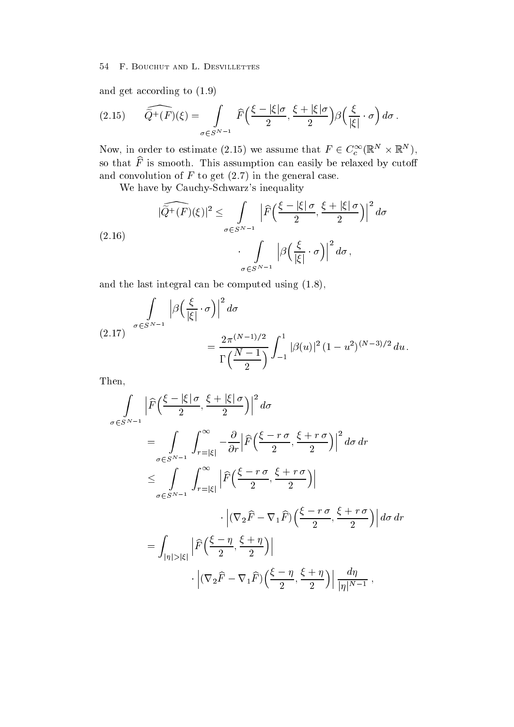and get according to (1.9)

$$\widehat{\tilde{Q}^+(F)}(\xi) = \int\limits_{\sigma\in S^{N-1}} \widehat{F}\Big(\frac{\xi-|\xi|\sigma}{2}, \frac{\xi+|\xi|\sigma}{2}\Big)\beta\Big(\frac{\xi}{|\xi|}\cdot\sigma\Big)\,d\sigma\,. \tag{2.15}$$

Now, in order to estimate (2.15) we assume that $F \in C_c^\infty(\mathbb{R}^N \times \mathbb{R}^N)$, so that $\widehat{F}$ is smooth. This assumption can easily be relaxed by cutoff and convolution of $F$ to get (2.7) in the general case.

We have by Cauchy-Schwarz's inequality

$$|\widehat{\tilde{Q}^+(F)}(\xi)|^2 \le \int\limits_{\sigma\in S^{N-1}} \Big|\widehat{F}\Big(\frac{\xi-|\xi|\,\sigma}{2}, \frac{\xi+|\xi|\,\sigma}{2}\Big)\Big|^2\,d\sigma \cdot \int\limits_{\sigma\in S^{N-1}} \Big|\beta\Big(\frac{\xi}{|\xi|}\cdot\sigma\Big)\Big|^2\,d\sigma\,, \tag{2.16}$$

and the last integral can be computed using (1.8),

$$\int\limits_{\sigma\in S^{N-1}} \Big|\beta\Big(\frac{\xi}{|\xi|}\cdot\sigma\Big)\Big|^2\,d\sigma = \frac{2\pi^{(N-1)/2}}{\Gamma\Big(\dfrac{N-1}{2}\Big)}\int_{-1}^{1}|\beta(u)|^2\,(1-u^2)^{(N-3)/2}\,du\,. \tag{2.17}$$

Then,

$$\begin{aligned}
\int\limits_{\sigma\in S^{N-1}} &\Big|\widehat{F}\Big(\frac{\xi-|\xi|\,\sigma}{2}, \frac{\xi+|\xi|\,\sigma}{2}\Big)\Big|^2\,d\sigma \\
&= \int\limits_{\sigma\in S^{N-1}}\int_{r=|\xi|}^{\infty} -\frac{\partial}{\partial r}\Big|\widehat{F}\Big(\frac{\xi-r\,\sigma}{2}, \frac{\xi+r\,\sigma}{2}\Big)\Big|^2\,d\sigma\,dr \\
&\le \int\limits_{\sigma\in S^{N-1}}\int_{r=|\xi|}^{\infty} \Big|\widehat{F}\Big(\frac{\xi-r\,\sigma}{2}, \frac{\xi+r\,\sigma}{2}\Big)\Big| \\
&\qquad\qquad \cdot\Big|(\nabla_2\widehat{F}-\nabla_1\widehat{F})\Big(\frac{\xi-r\,\sigma}{2}, \frac{\xi+r\,\sigma}{2}\Big)\Big|\,d\sigma\,dr \\
&= \int_{|\eta|>|\xi|}\Big|\widehat{F}\Big(\frac{\xi-\eta}{2}, \frac{\xi+\eta}{2}\Big)\Big| \\
&\qquad\qquad \cdot\Big|(\nabla_2\widehat{F}-\nabla_1\widehat{F})\Big(\frac{\xi-\eta}{2}, \frac{\xi+\eta}{2}\Big)\Big|\,\frac{d\eta}{|\eta|^{N-1}}\,,
\end{aligned}$$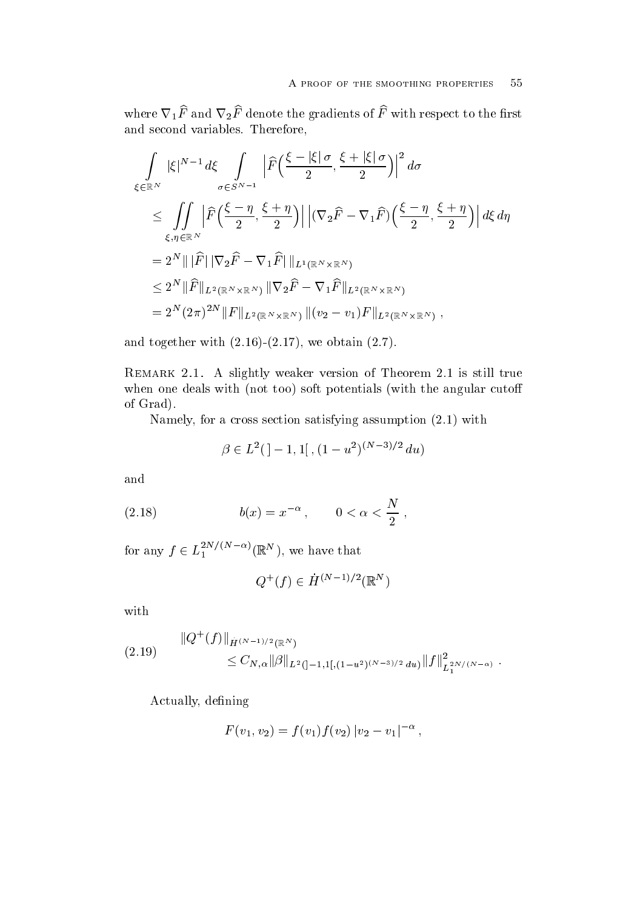where $\nabla_1 \widehat{F}$ and $\nabla_2 \widehat{F}$ denote the gradients of $\widehat{F}$ with respect to the first and second variables. Therefore,

$$
\begin{aligned}
\int_{\xi \in \mathbb{R}^N} |\xi|^{N-1} \, d\xi & \int_{\sigma \in S^{N-1}} \Big| \widehat{F}\Big(\frac{\xi - |\xi|\,\sigma}{2}, \frac{\xi + |\xi|\,\sigma}{2}\Big)\Big|^2 \, d\sigma \\
&\leq \iint_{\xi, \eta \in \mathbb{R}^N} \Big| \widehat{F}\Big(\frac{\xi - \eta}{2}, \frac{\xi + \eta}{2}\Big)\Big| \, \Big| (\nabla_2 \widehat{F} - \nabla_1 \widehat{F})\Big(\frac{\xi - \eta}{2}, \frac{\xi + \eta}{2}\Big)\Big| \, d\xi \, d\eta \\
&= 2^N \| \, |\widehat{F}| \, |\nabla_2 \widehat{F} - \nabla_1 \widehat{F}| \, \|_{L^1(\mathbb{R}^N \times \mathbb{R}^N)} \\
&\leq 2^N \|\widehat{F}\|_{L^2(\mathbb{R}^N \times \mathbb{R}^N)} \, \|\nabla_2 \widehat{F} - \nabla_1 \widehat{F}\|_{L^2(\mathbb{R}^N \times \mathbb{R}^N)} \\
&= 2^N (2\pi)^{2N} \|F\|_{L^2(\mathbb{R}^N \times \mathbb{R}^N)} \, \|(v_2 - v_1) F\|_{L^2(\mathbb{R}^N \times \mathbb{R}^N)} \, ,
\end{aligned}
$$

and together with (2.16)-(2.17), we obtain (2.7).

Remark 2.1. A slightly weaker version of Theorem 2.1 is still true when one deals with (not too) soft potentials (with the angular cutoff of Grad).

Namely, for a cross section satisfying assumption (2.1) with

$$
\beta \in L^2(\,]-1, 1[\,, (1-u^2)^{(N-3)/2} \, du)
$$

and

$$
b(x) = x^{-\alpha} \, , \qquad 0 < \alpha < \frac{N}{2} \, , \tag{2.18}
$$

for any $f \in L_1^{2N/(N-\alpha)}(\mathbb{R}^N)$, we have that

$$
Q^+(f) \in \dot{H}^{(N-1)/2}(\mathbb{R}^N)
$$

with

$$
\|Q^+(f)\|_{\dot{H}^{(N-1)/2}(\mathbb{R}^N)} \leq C_{N,\alpha} \|\beta\|_{L^2(]-1,1[,(1-u^2)^{(N-3)/2} \, du)} \|f\|^2_{L_1^{2N/(N-\alpha)}} \, . \tag{2.19}
$$

Actually, defining

$$
F(v_1, v_2) = f(v_1) f(v_2) \, |v_2 - v_1|^{-\alpha} \, ,
$$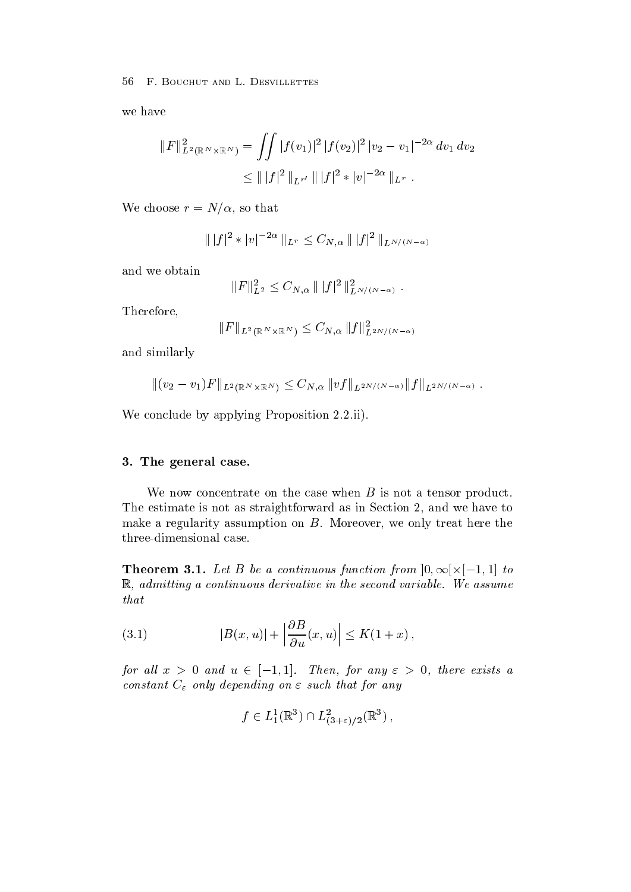we have

$$\|F\|^2_{L^2(\mathbb{R}^N\times\mathbb{R}^N)} = \iint |f(v_1)|^2\,|f(v_2)|^2\,|v_2 - v_1|^{-2\alpha}\,dv_1\,dv_2$$
$$\leq \|\,|f|^2\,\|_{L^{r'}}\,\|\,|f|^2 * |v|^{-2\alpha}\,\|_{L^r}\;.$$

We choose $r = N/\alpha$, so that

$$\|\,|f|^2 * |v|^{-2\alpha}\,\|_{L^r} \leq C_{N,\alpha}\,\|\,|f|^2\,\|_{L^{N/(N-\alpha)}}$$

and we obtain

$$\|F\|^2_{L^2} \leq C_{N,\alpha}\,\|\,|f|^2\,\|^2_{L^{N/(N-\alpha)}}\;.$$

Therefore,

$$\|F\|_{L^2(\mathbb{R}^N\times\mathbb{R}^N)} \leq C_{N,\alpha}\,\|f\|^2_{L^{2N/(N-\alpha)}}$$

and similarly

$$\|(v_2 - v_1)F\|_{L^2(\mathbb{R}^N\times\mathbb{R}^N)} \leq C_{N,\alpha}\,\|vf\|_{L^{2N/(N-\alpha)}}\|f\|_{L^{2N/(N-\alpha)}}\;.$$

We conclude by applying Proposition 2.2.ii).

## 3. The general case.

We now concentrate on the case when $B$ is not a tensor product. The estimate is not as straightforward as in Section 2, and we have to make a regularity assumption on $B$. Moreover, we only treat here the three-dimensional case.

**Theorem 3.1.** *Let $B$ be a continuous function from $]0,\infty[\times[-1,1]$ to $\mathbb{R}$, admitting a continuous derivative in the second variable. We assume that*

$$|B(x,u)| + \Big|\frac{\partial B}{\partial u}(x,u)\Big| \leq K(1+x)\,, \tag{3.1}$$

*for all $x > 0$ and $u \in [-1,1]$. Then, for any $\varepsilon > 0$, there exists a constant $C_\varepsilon$ only depending on $\varepsilon$ such that for any*

$$f \in L^1_1(\mathbb{R}^3) \cap L^2_{(3+\varepsilon)/2}(\mathbb{R}^3)\,,$$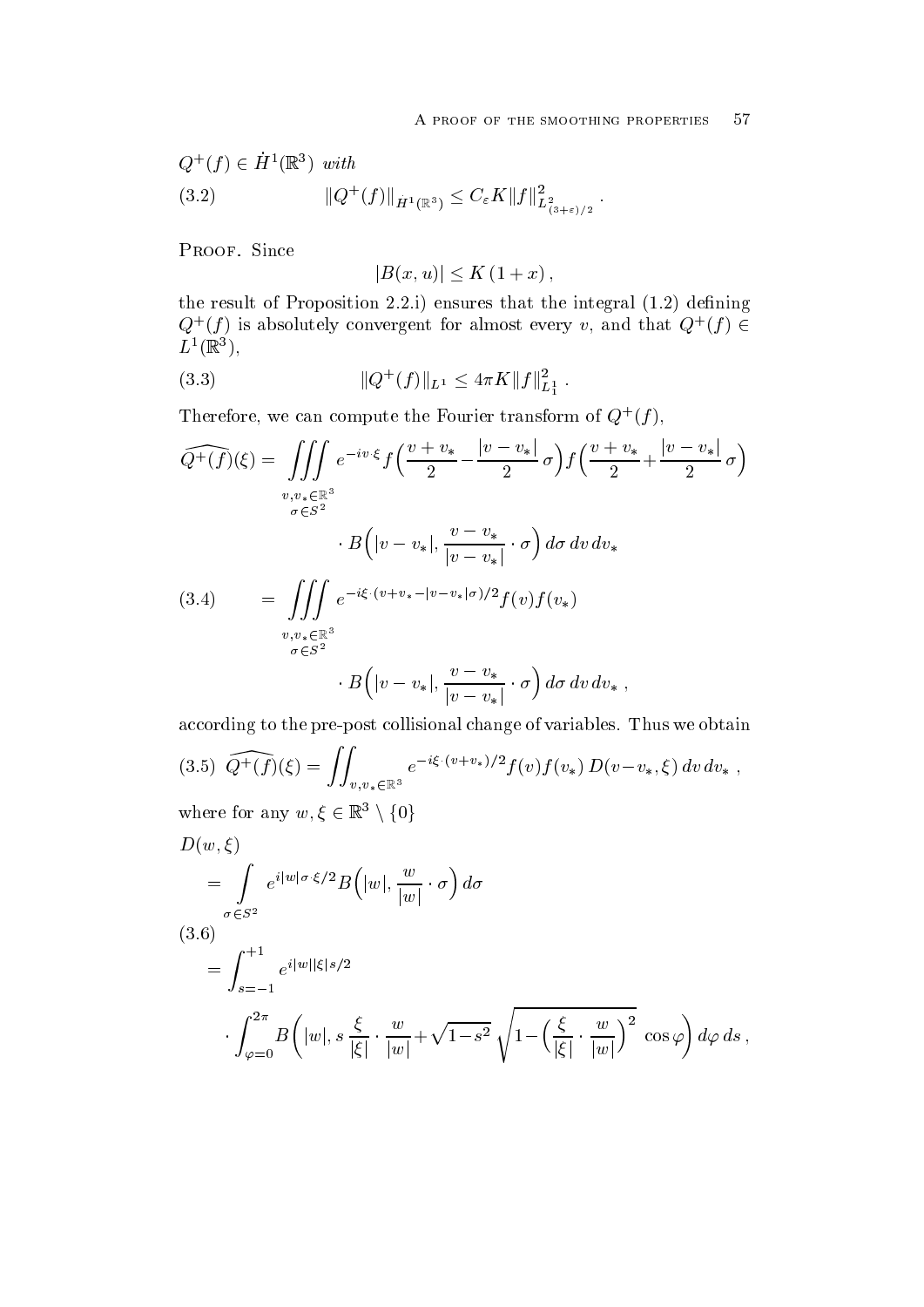$Q^+(f) \in \dot{H}^1(\mathbb{R}^3)$ *with*

$$\|Q^+(f)\|_{\dot{H}^1(\mathbb{R}^3)} \le C_\varepsilon K \|f\|^2_{L^2_{(3+\varepsilon)/2}} . \tag{3.2}$$

Proof. Since

$$|B(x,u)| \le K\,(1+x)\,,$$

the result of Proposition 2.2.i) ensures that the integral (1.2) defining $Q^+(f)$ is absolutely convergent for almost every $v$, and that $Q^+(f) \in L^1(\mathbb{R}^3)$,

$$\|Q^+(f)\|_{L^1} \le 4\pi K \|f\|^2_{L^1_1} . \tag{3.3}$$

Therefore, we can compute the Fourier transform of $Q^+(f)$,

$$\begin{aligned}
\widehat{Q^+(f)}(\xi) &= \iiint\limits_{\substack{v,v_*\in\mathbb{R}^3\\ \sigma\in S^2}} e^{-iv\cdot\xi} f\Big(\frac{v+v_*}{2} - \frac{|v-v_*|}{2}\,\sigma\Big) f\Big(\frac{v+v_*}{2} + \frac{|v-v_*|}{2}\,\sigma\Big) \\
&\qquad\qquad \cdot B\Big(|v-v_*|, \frac{v-v_*}{|v-v_*|}\cdot\sigma\Big)\, d\sigma\, dv\, dv_* \\
&= \iiint\limits_{\substack{v,v_*\in\mathbb{R}^3\\ \sigma\in S^2}} e^{-i\xi\cdot(v+v_*-|v-v_*|\sigma)/2} f(v) f(v_*) \\
&\qquad\qquad \cdot B\Big(|v-v_*|, \frac{v-v_*}{|v-v_*|}\cdot\sigma\Big)\, d\sigma\, dv\, dv_*\,,
\end{aligned} \tag{3.4}$$

according to the pre-post collisional change of variables. Thus we obtain

$$\widehat{Q^+(f)}(\xi) = \iint_{v,v_*\in\mathbb{R}^3} e^{-i\xi\cdot(v+v_*)/2} f(v) f(v_*)\, D(v-v_*,\xi)\, dv\, dv_*\,, \tag{3.5}$$

where for any $w, \xi \in \mathbb{R}^3 \setminus \{0\}$

$$\begin{aligned}
D(w,\xi) &= \int\limits_{\sigma\in S^2} e^{i|w|\sigma\cdot\xi/2} B\Big(|w|, \frac{w}{|w|}\cdot\sigma\Big)\, d\sigma \\
&= \int_{s=-1}^{+1} e^{i|w||\xi|s/2} \\
&\qquad \cdot \int_{\varphi=0}^{2\pi} B\Big(|w|, s\,\frac{\xi}{|\xi|}\cdot\frac{w}{|w|} + \sqrt{1-s^2}\,\sqrt{1-\Big(\frac{\xi}{|\xi|}\cdot\frac{w}{|w|}\Big)^2}\,\cos\varphi\Big)\, d\varphi\, ds\,,
\end{aligned} \tag{3.6}$$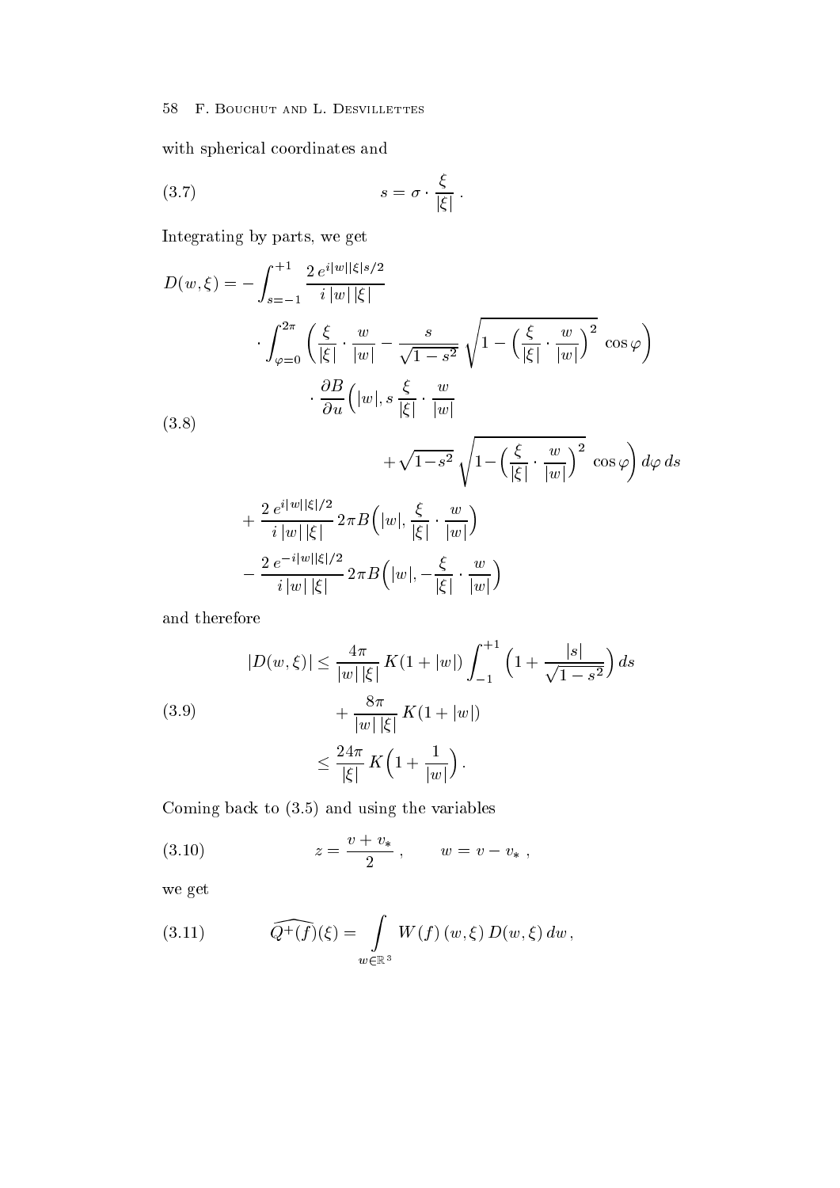with spherical coordinates and

$$s = \sigma \cdot \frac{\xi}{|\xi|} \,. \tag{3.7}$$

Integrating by parts, we get

$$\begin{aligned}
D(w,\xi) = &- \int_{s=-1}^{+1} \frac{2\, e^{i|w||\xi|s/2}}{i\,|w|\,|\xi|} \\
&\cdot \int_{\varphi=0}^{2\pi} \Big( \frac{\xi}{|\xi|} \cdot \frac{w}{|w|} - \frac{s}{\sqrt{1-s^2}} \sqrt{1 - \Big(\frac{\xi}{|\xi|} \cdot \frac{w}{|w|}\Big)^2} \,\cos\varphi \Big) \\
&\qquad \cdot \frac{\partial B}{\partial u}\Big( |w|, s\,\frac{\xi}{|\xi|} \cdot \frac{w}{|w|} \\
&\qquad\qquad + \sqrt{1-s^2} \sqrt{1 - \Big(\frac{\xi}{|\xi|} \cdot \frac{w}{|w|}\Big)^2} \,\cos\varphi \Big) \, d\varphi \, ds \\
&+ \frac{2\, e^{i|w||\xi|/2}}{i\,|w|\,|\xi|} \, 2\pi B\Big( |w|, \frac{\xi}{|\xi|} \cdot \frac{w}{|w|} \Big) \\
&- \frac{2\, e^{-i|w||\xi|/2}}{i\,|w|\,|\xi|} \, 2\pi B\Big( |w|, -\frac{\xi}{|\xi|} \cdot \frac{w}{|w|} \Big)
\end{aligned} \tag{3.8}$$

and therefore

$$\begin{aligned}
|D(w,\xi)| &\le \frac{4\pi}{|w|\,|\xi|} \, K(1+|w|) \int_{-1}^{+1} \Big( 1 + \frac{|s|}{\sqrt{1-s^2}} \Big) \, ds \\
&\quad + \frac{8\pi}{|w|\,|\xi|} \, K(1+|w|) \\
&\le \frac{24\pi}{|\xi|} \, K \Big( 1 + \frac{1}{|w|} \Big) .
\end{aligned} \tag{3.9}$$

Coming back to (3.5) and using the variables

$$z = \frac{v + v_*}{2} \,, \qquad w = v - v_* \,, \tag{3.10}$$

we get

$$\widehat{Q^+(f)}(\xi) = \int_{w \in \mathbb{R}^3} W(f)\,(w,\xi)\, D(w,\xi)\, dw \,, \tag{3.11}$$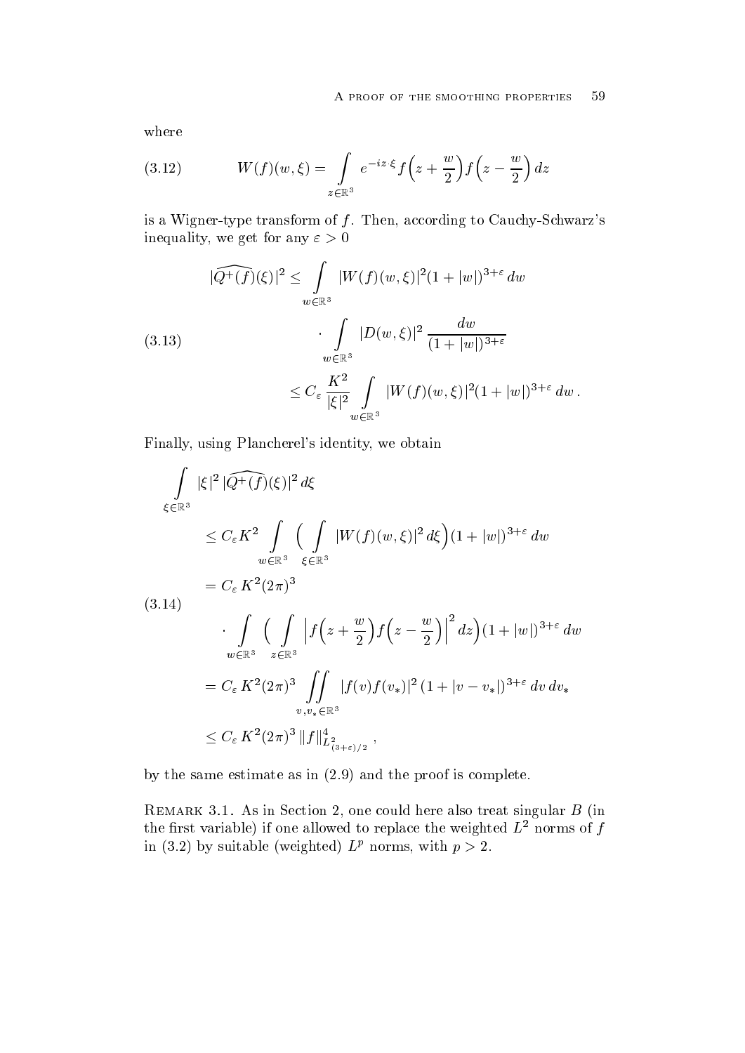where

$$
W(f)(w,\xi) = \int_{z\in\mathbb{R}^3} e^{-iz\cdot\xi} f\Big(z+\frac{w}{2}\Big) f\Big(z-\frac{w}{2}\Big)\, dz \tag{3.12}
$$

is a Wigner-type transform of $f$. Then, according to Cauchy-Schwarz's inequality, we get for any $\varepsilon > 0$

$$
\begin{aligned}
|\widehat{Q^+(f)}(\xi)|^2 &\le \int_{w\in\mathbb{R}^3} |W(f)(w,\xi)|^2 (1+|w|)^{3+\varepsilon}\, dw \\
&\qquad \cdot \int_{w\in\mathbb{R}^3} |D(w,\xi)|^2 \frac{dw}{(1+|w|)^{3+\varepsilon}} \\
&\le C_\varepsilon \frac{K^2}{|\xi|^2} \int_{w\in\mathbb{R}^3} |W(f)(w,\xi)|^2 (1+|w|)^{3+\varepsilon}\, dw\,.
\end{aligned} \tag{3.13}
$$

Finally, using Plancherel's identity, we obtain

$$
\begin{aligned}
&\int_{\xi\in\mathbb{R}^3} |\xi|^2\, |\widehat{Q^+(f)}(\xi)|^2\, d\xi \\
&\quad\le C_\varepsilon K^2 \int_{w\in\mathbb{R}^3} \Big(\int_{\xi\in\mathbb{R}^3} |W(f)(w,\xi)|^2\, d\xi\Big) (1+|w|)^{3+\varepsilon}\, dw \\
&\quad= C_\varepsilon\, K^2 (2\pi)^3 \\
&\qquad \cdot \int_{w\in\mathbb{R}^3} \Big(\int_{z\in\mathbb{R}^3} \Big|f\Big(z+\frac{w}{2}\Big) f\Big(z-\frac{w}{2}\Big)\Big|^2 dz\Big) (1+|w|)^{3+\varepsilon}\, dw \\
&\quad= C_\varepsilon\, K^2 (2\pi)^3 \iint_{v,v_*\in\mathbb{R}^3} |f(v) f(v_*)|^2\, (1+|v-v_*|)^{3+\varepsilon}\, dv\, dv_* \\
&\quad\le C_\varepsilon\, K^2 (2\pi)^3\, \|f\|^4_{L^2_{(3+\varepsilon)/2}}\,,
\end{aligned} \tag{3.14}
$$

by the same estimate as in (2.9) and the proof is complete.

Remark 3.1. As in Section 2, one could here also treat singular $B$ (in the first variable) if one allowed to replace the weighted $L^2$ norms of $f$ in (3.2) by suitable (weighted) $L^p$ norms, with $p > 2$.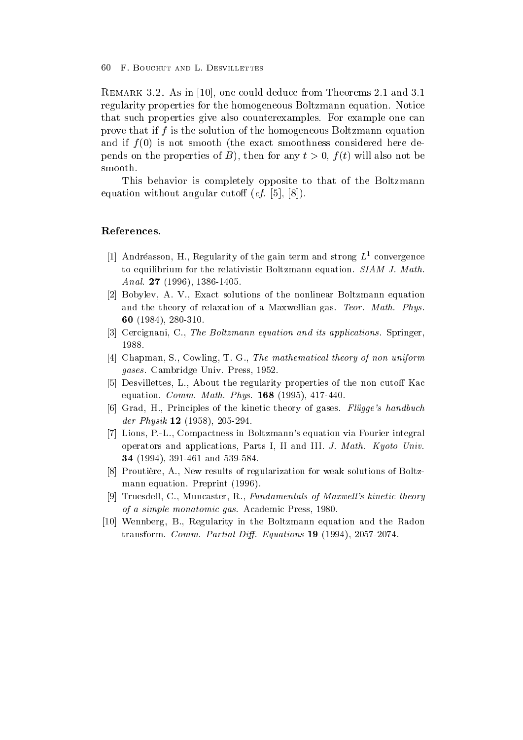Remark 3.2. As in [10], one could deduce from Theorems 2.1 and 3.1 regularity properties for the homogeneous Boltzmann equation. Notice that such properties give also counterexamples. For example one can prove that if $f$ is the solution of the homogeneous Boltzmann equation and if $f(0)$ is not smooth (the exact smoothness considered here depends on the properties of $B$), then for any $t > 0$, $f(t)$ will also not be smooth.

This behavior is completely opposite to that of the Boltzmann equation without angular cutoff (*cf.* [5], [8]).

## References.

[1] Andréasson, H., Regularity of the gain term and strong $L^1$ convergence to equilibrium for the relativistic Boltzmann equation. *SIAM J. Math. Anal.* **27** (1996), 1386-1405.

[2] Bobylev, A. V., Exact solutions of the nonlinear Boltzmann equation and the theory of relaxation of a Maxwellian gas. *Teor. Math. Phys.* **60** (1984), 280-310.

[3] Cercignani, C., *The Boltzmann equation and its applications*. Springer, 1988.

[4] Chapman, S., Cowling, T. G., *The mathematical theory of non uniform gases*. Cambridge Univ. Press, 1952.

[5] Desvillettes, L., About the regularity properties of the non cutoff Kac equation. *Comm. Math. Phys.* **168** (1995), 417-440.

[6] Grad, H., Principles of the kinetic theory of gases. *Flügge's handbuch der Physik* **12** (1958), 205-294.

[7] Lions, P.-L., Compactness in Boltzmann's equation via Fourier integral operators and applications, Parts I, II and III. *J. Math. Kyoto Univ.* **34** (1994), 391-461 and 539-584.

[8] Proutière, A., New results of regularization for weak solutions of Boltzmann equation. Preprint (1996).

[9] Truesdell, C., Muncaster, R., *Fundamentals of Maxwell's kinetic theory of a simple monatomic gas*. Academic Press, 1980.

[10] Wennberg, B., Regularity in the Boltzmann equation and the Radon transform. *Comm. Partial Diff. Equations* **19** (1994), 2057-2074.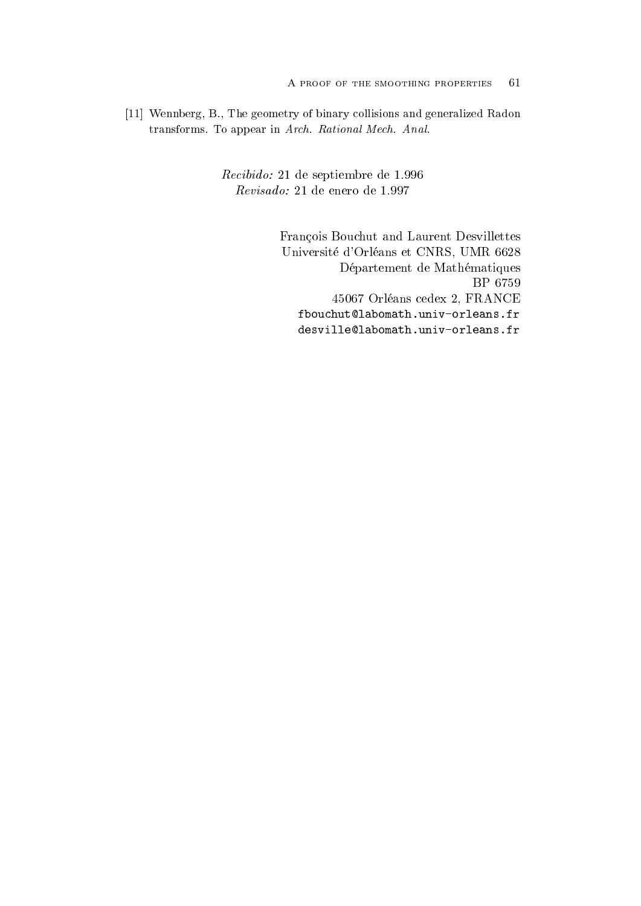[11] Wennberg, B., The geometry of binary collisions and generalized Radon transforms. To appear in *Arch. Rational Mech. Anal.*

*Recibido:* 21 de septiembre de 1.996
*Revisado:* 21 de enero de 1.997

François Bouchut and Laurent Desvillettes
Université d'Orléans et CNRS, UMR 6628
Département de Mathématiques
BP 6759
45067 Orléans cedex 2, FRANCE
fbouchut@labomath.univ-orleans.fr
desville@labomath.univ-orleans.fr